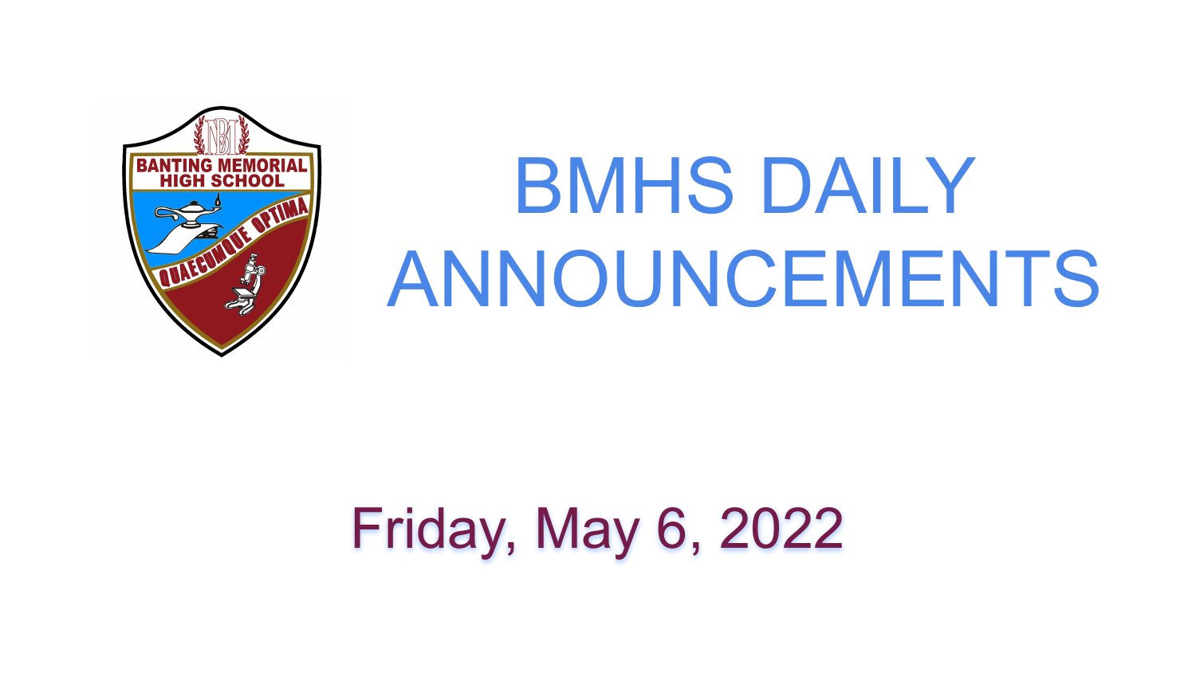BANTING MEMORIAL HIGH SCHOOL

QUAECUMQUE OPTIMA

# BMHS DAILY ANNOUNCEMENTS

## Friday, May 6, 2022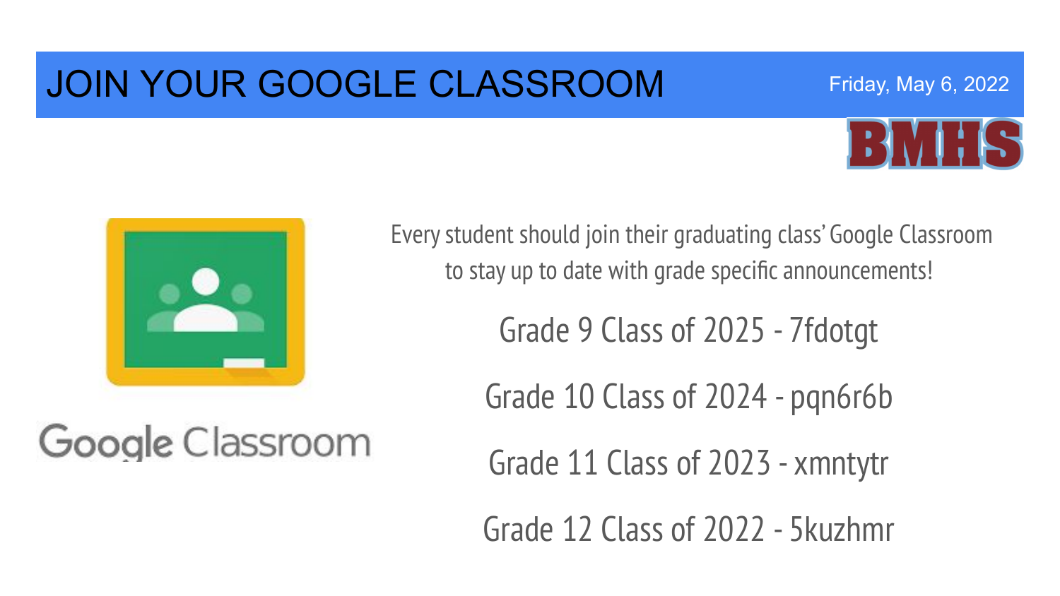# JOIN YOUR GOOGLE CLASSROOM

Friday, May 6, 2022

BMHS

Google Classroom

Every student should join their graduating class' Google Classroom to stay up to date with grade specific announcements!

Grade 9 Class of 2025 - 7fdotgt

Grade 10 Class of 2024 - pqn6r6b

Grade 11 Class of 2023 - xmntytr

Grade 12 Class of 2022 - 5kuzhmr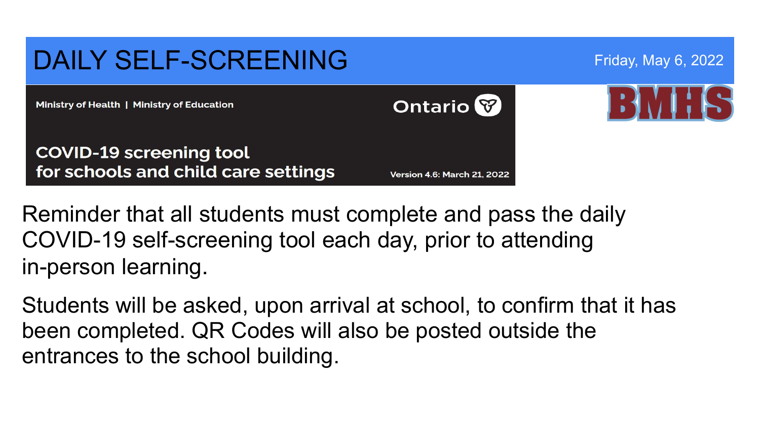# DAILY SELF-SCREENING

Friday, May 6, 2022

BMHS

Ministry of Health | Ministry of Education

Ontario

**COVID-19 screening tool for schools and child care settings**

Version 4.6: March 21, 2022

Reminder that all students must complete and pass the daily COVID-19 self-screening tool each day, prior to attending in-person learning.

Students will be asked, upon arrival at school, to confirm that it has been completed. QR Codes will also be posted outside the entrances to the school building.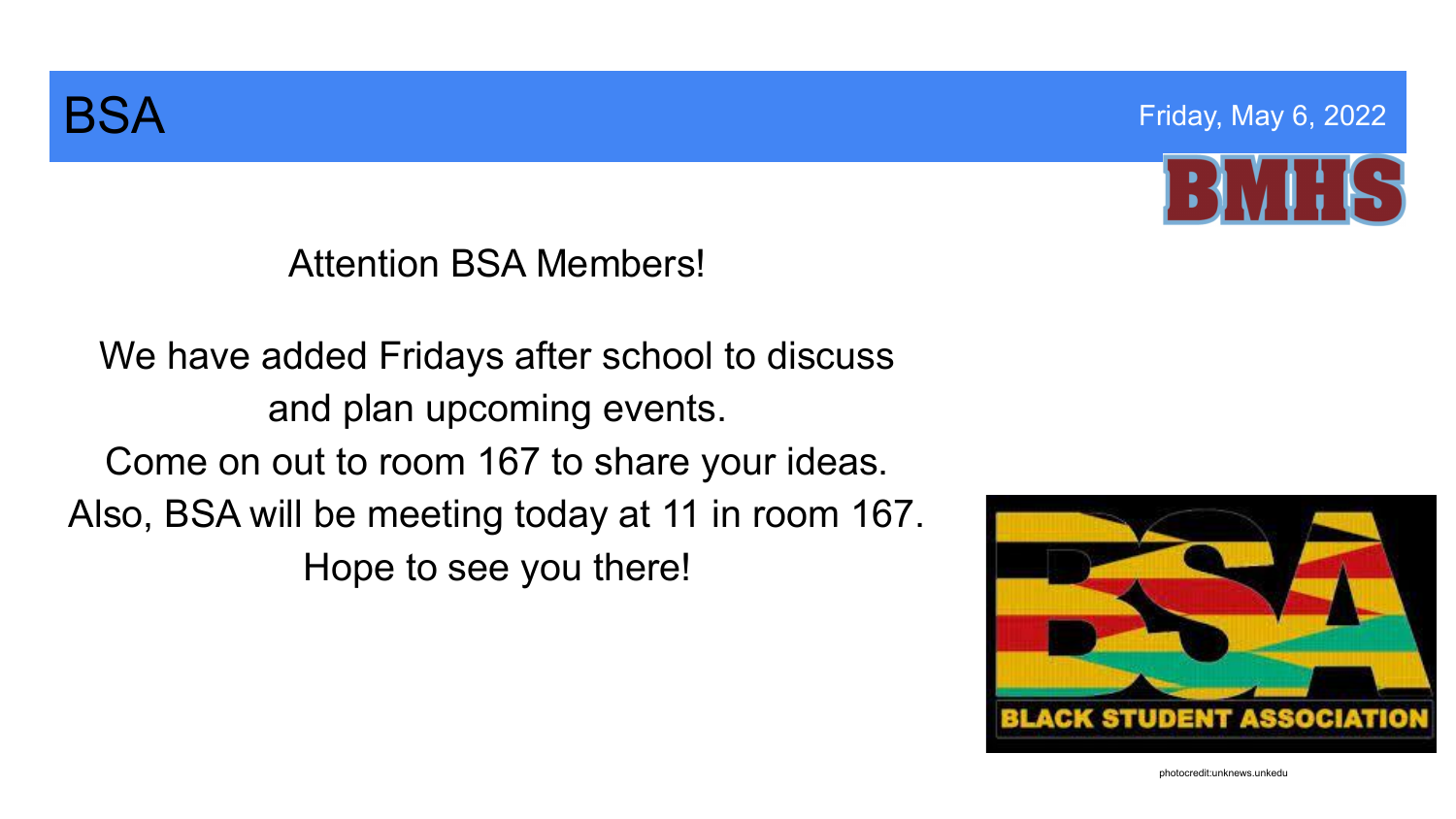# BSA

Friday, May 6, 2022

Attention BSA Members!

We have added Fridays after school to discuss and plan upcoming events.
Come on out to room 167 to share your ideas.
Also, BSA will be meeting today at 11 in room 167.
Hope to see you there!

photocredit:unknews.unkedu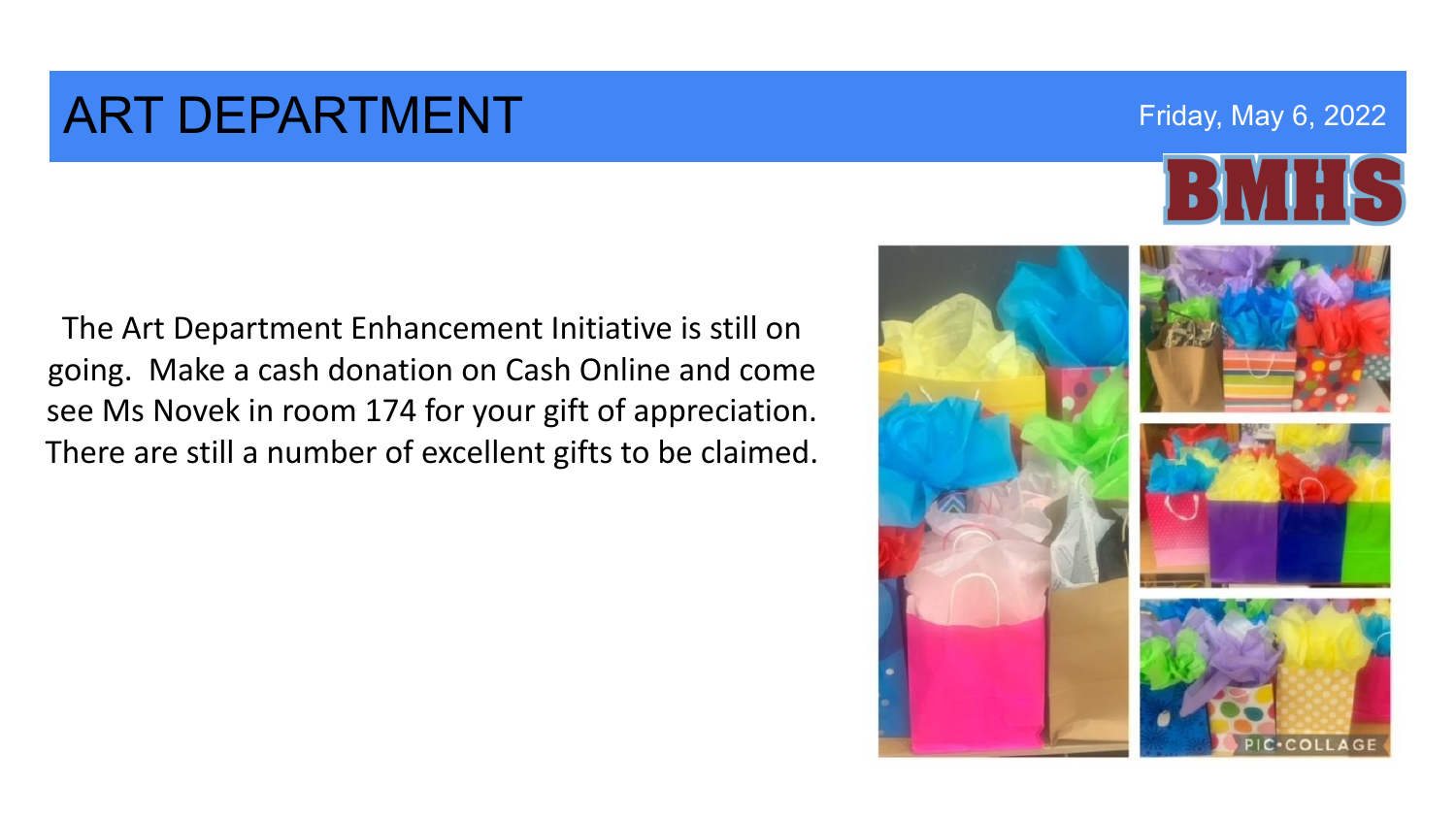# ART DEPARTMENT

Friday, May 6, 2022

BMHS

The Art Department Enhancement Initiative is still on going. Make a cash donation on Cash Online and come see Ms Novek in room 174 for your gift of appreciation. There are still a number of excellent gifts to be claimed.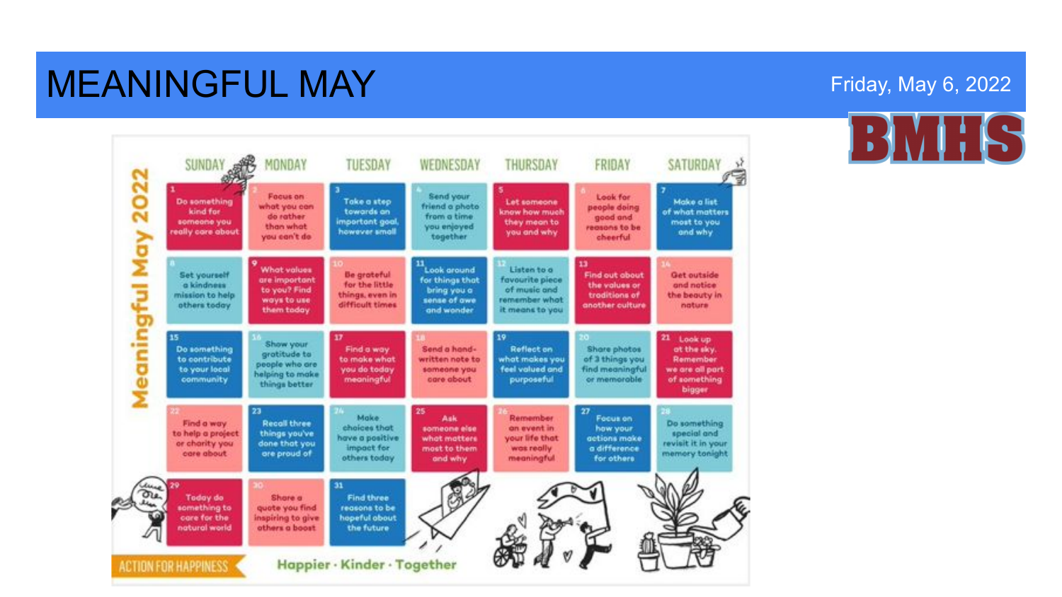# MEANINGFUL MAY

Friday, May 6, 2022

BMHS

## Meaningful May 2022

| SUNDAY | MONDAY | TUESDAY | WEDNESDAY | THURSDAY | FRIDAY | SATURDAY |
|---|---|---|---|---|---|---|
| 1 Do something kind for someone you really care about | 2 Focus on what you can do rather than what you can't do | 3 Take a step towards an important goal, however small | 4 Send your friend a photo from a time you enjoyed together | 5 Let someone know how much they mean to you and why | 6 Look for people doing good and reasons to be cheerful | 7 Make a list of what matters most to you and why |
| 8 Set yourself a kindness mission to help others today | 9 What values are important to you? Find ways to use them today | 10 Be grateful for the little things, even in difficult times | 11 Look around for things that bring you a sense of awe and wonder | 12 Listen to a favourite piece of music and remember what it means to you | 13 Find out about the values or traditions of another culture | 14 Get outside and notice the beauty in nature |
| 15 Do something to contribute to your local community | 16 Show your gratitude to people who are helping to make things better | 17 Find a way to make what you do today meaningful | 18 Send a hand-written note to someone you care about | 19 Reflect on what makes you feel valued and purposeful | 20 Share photos of 3 things you find meaningful or memorable | 21 Look up at the sky. Remember we are all part of something bigger |
| 22 Find a way to help a project or charity you care about | 23 Recall three things you've done that you are proud of | 24 Make choices that have a positive impact for others today | 25 Ask someone else what matters most to them and why | 26 Remember an event in your life that was really meaningful | 27 Focus on how your actions make a difference for others | 28 Do something special and revisit it in your memory tonight |
| 29 Today do something to care for the natural world | 30 Share a quote you find inspiring to give others a boost | 31 Find three reasons to be hopeful about the future | | | | |

ACTION FOR HAPPINESS

Happier · Kinder · Together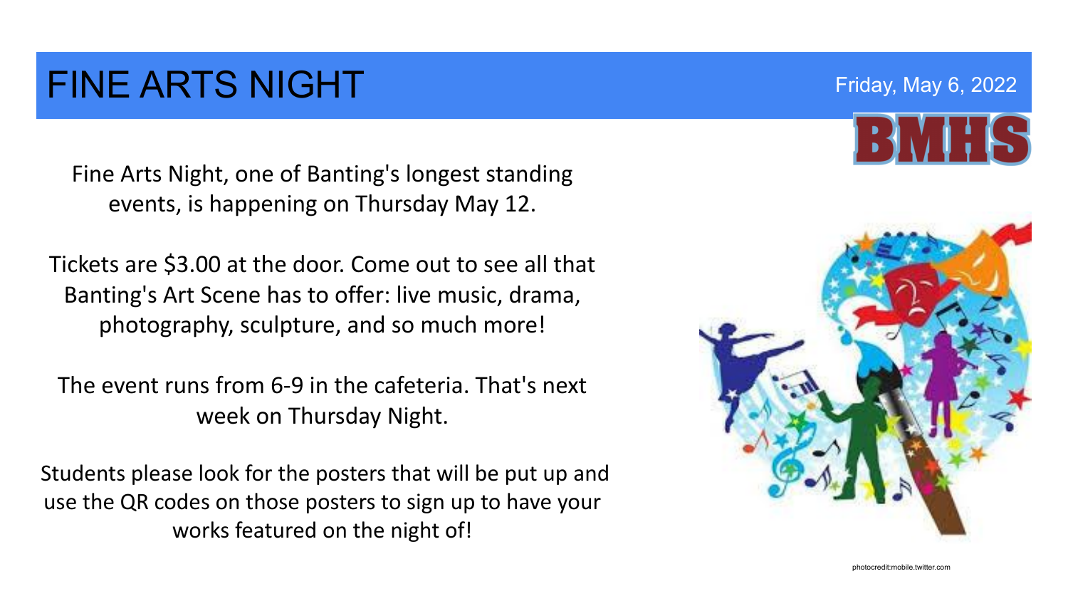# FINE ARTS NIGHT

Friday, May 6, 2022

BMHS

Fine Arts Night, one of Banting's longest standing events, is happening on Thursday May 12.

Tickets are $3.00 at the door. Come out to see all that Banting's Art Scene has to offer: live music, drama, photography, sculpture, and so much more!

The event runs from 6-9 in the cafeteria. That's next week on Thursday Night.

Students please look for the posters that will be put up and use the QR codes on those posters to sign up to have your works featured on the night of!

photocredit:mobile.twitter.com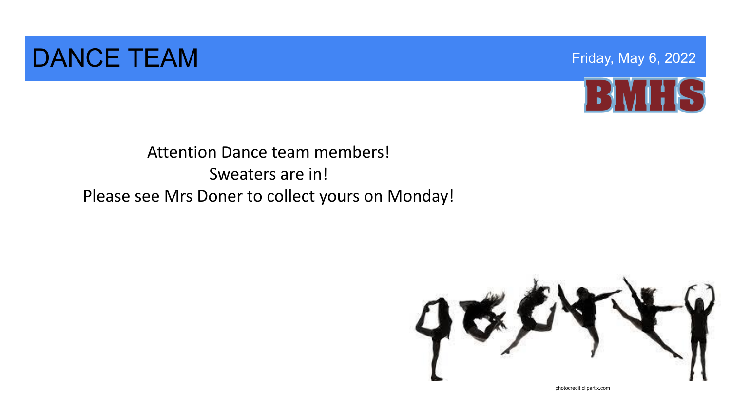# DANCE TEAM

Friday, May 6, 2022

BMHS

Attention Dance team members!
Sweaters are in!
Please see Mrs Doner to collect yours on Monday!

photocredit:clipartix.com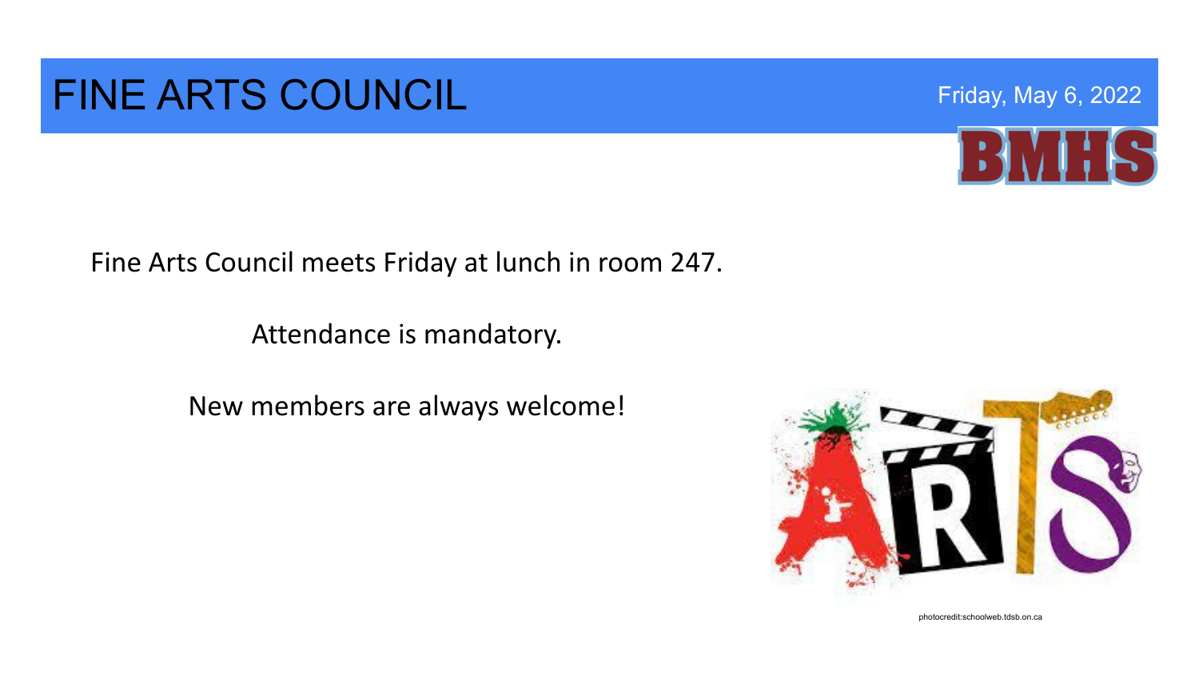# FINE ARTS COUNCIL

Friday, May 6, 2022

Fine Arts Council meets Friday at lunch in room 247.

Attendance is mandatory.

New members are always welcome!

photocredit:schoolweb.tdsb.on.ca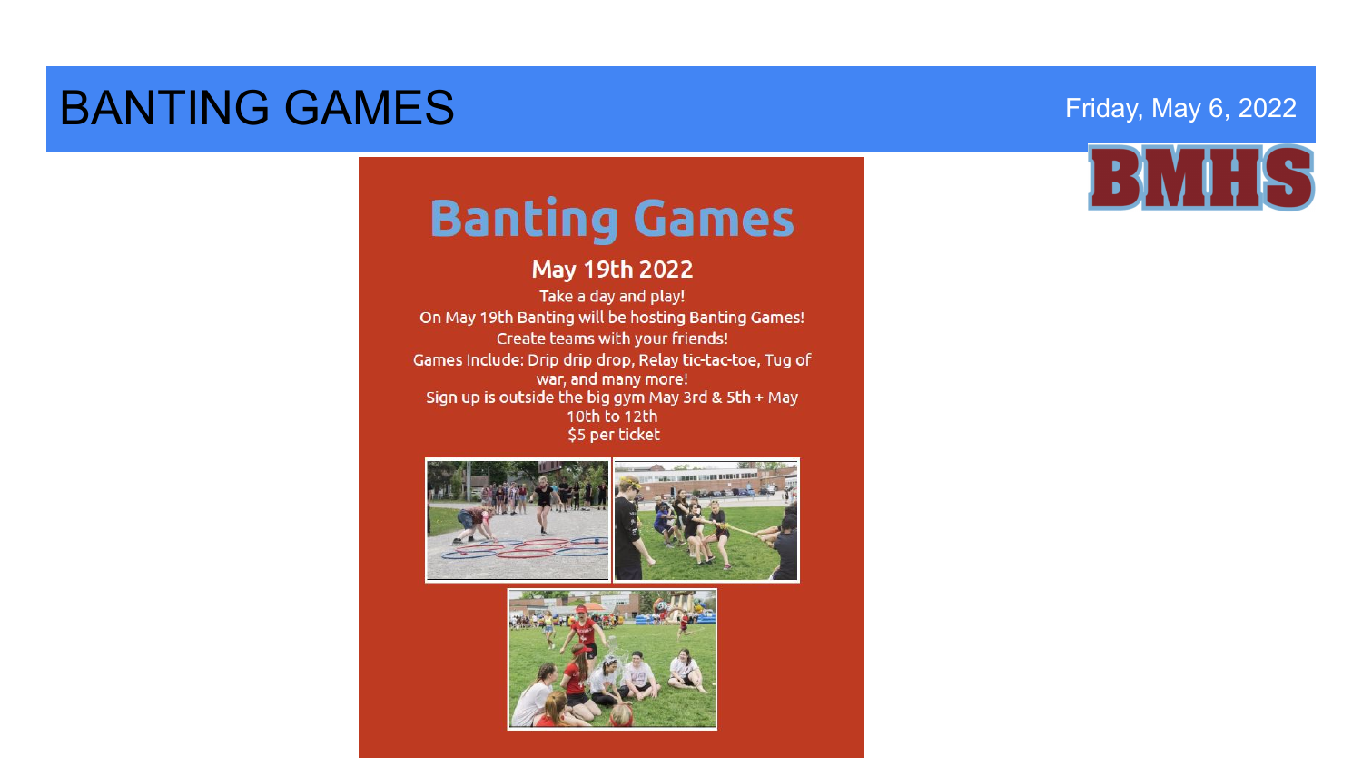# BANTING GAMES

Friday, May 6, 2022

BMHS

## Banting Games

### May 19th 2022

Take a day and play!

On May 19th Banting will be hosting Banting Games!

Create teams with your friends!

Games Include: Drip drip drop, Relay tic-tac-toe, Tug of war, and many more!

Sign up is outside the big gym May 3rd & 5th + May 10th to 12th

$5 per ticket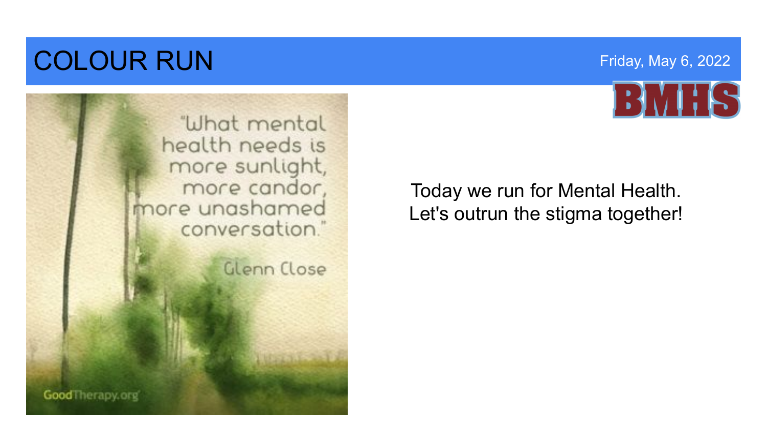# COLOUR RUN

Friday, May 6, 2022

BMHS

"What mental health needs is more sunlight, more candor, more unashamed conversation."

Glenn Close

GoodTherapy.org

Today we run for Mental Health.
Let's outrun the stigma together!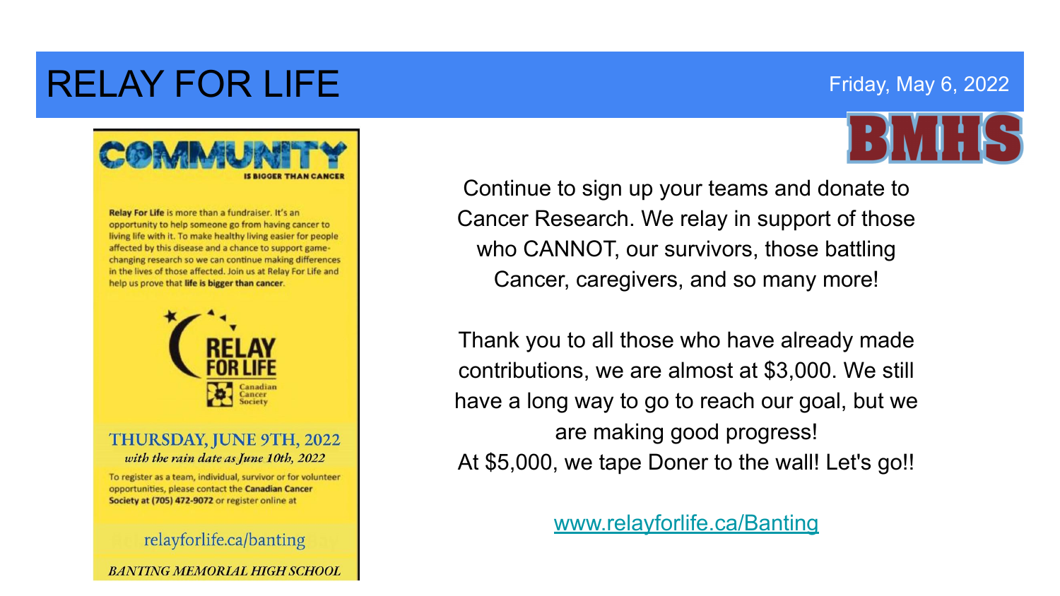# RELAY FOR LIFE

Friday, May 6, 2022

BMHS

**COMMUNITY**

**IS BIGGER THAN CANCER**

**Relay For Life** is more than a fundraiser. It's an opportunity to help someone go from having cancer to living life with it. To make healthy living easier for people affected by this disease and a chance to support game-changing research so we can continue making differences in the lives of those affected. Join us at Relay For Life and help us prove that **life is bigger than cancer**.

RELAY FOR LIFE

Canadian Cancer Society

**THURSDAY, JUNE 9TH, 2022**

*with the rain date as June 10th, 2022*

To register as a team, individual, survivor or for volunteer opportunities, please contact the **Canadian Cancer Society at (705) 472-9072** or register online at

relayforlife.ca/banting

*BANTING MEMORIAL HIGH SCHOOL*

Continue to sign up your teams and donate to Cancer Research. We relay in support of those who CANNOT, our survivors, those battling Cancer, caregivers, and so many more!

Thank you to all those who have already made contributions, we are almost at $3,000. We still have a long way to go to reach our goal, but we are making good progress!

At $5,000, we tape Doner to the wall! Let's go!!

[www.relayforlife.ca/Banting](http://www.relayforlife.ca/Banting)